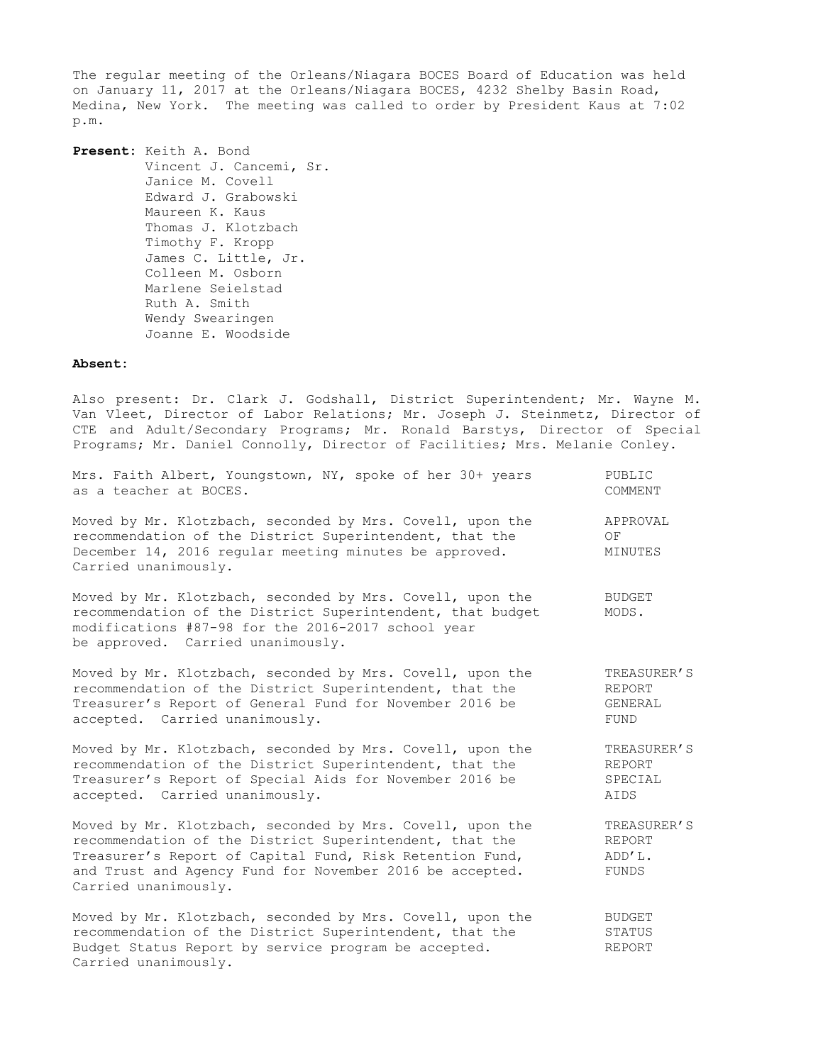The regular meeting of the Orleans/Niagara BOCES Board of Education was held on January 11, 2017 at the Orleans/Niagara BOCES, 4232 Shelby Basin Road, Medina, New York. The meeting was called to order by President Kaus at 7:02 p.m.

**Present:** Keith A. Bond
Vincent J. Cancemi, Sr.
Janice M. Covell
Edward J. Grabowski
Maureen K. Kaus
Thomas J. Klotzbach
Timothy F. Kropp
James C. Little, Jr.
Colleen M. Osborn
Marlene Seielstad
Ruth A. Smith
Wendy Swearingen
Joanne E. Woodside

**Absent:**

Also present: Dr. Clark J. Godshall, District Superintendent; Mr. Wayne M. Van Vleet, Director of Labor Relations; Mr. Joseph J. Steinmetz, Director of CTE and Adult/Secondary Programs; Mr. Ronald Barstys, Director of Special Programs; Mr. Daniel Connolly, Director of Facilities; Mrs. Melanie Conley.

PUBLIC COMMENT

Mrs. Faith Albert, Youngstown, NY, spoke of her 30+ years as a teacher at BOCES.

APPROVAL OF MINUTES

Moved by Mr. Klotzbach, seconded by Mrs. Covell, upon the recommendation of the District Superintendent, that the December 14, 2016 regular meeting minutes be approved. Carried unanimously.

BUDGET MODS.

Moved by Mr. Klotzbach, seconded by Mrs. Covell, upon the recommendation of the District Superintendent, that budget modifications #87-98 for the 2016-2017 school year be approved. Carried unanimously.

TREASURER'S REPORT GENERAL FUND

Moved by Mr. Klotzbach, seconded by Mrs. Covell, upon the recommendation of the District Superintendent, that the Treasurer's Report of General Fund for November 2016 be accepted. Carried unanimously.

TREASURER'S REPORT SPECIAL AIDS

Moved by Mr. Klotzbach, seconded by Mrs. Covell, upon the recommendation of the District Superintendent, that the Treasurer's Report of Special Aids for November 2016 be accepted. Carried unanimously.

TREASURER'S REPORT ADD'L. FUNDS

Moved by Mr. Klotzbach, seconded by Mrs. Covell, upon the recommendation of the District Superintendent, that the Treasurer's Report of Capital Fund, Risk Retention Fund, and Trust and Agency Fund for November 2016 be accepted. Carried unanimously.

BUDGET STATUS REPORT

Moved by Mr. Klotzbach, seconded by Mrs. Covell, upon the recommendation of the District Superintendent, that the Budget Status Report by service program be accepted. Carried unanimously.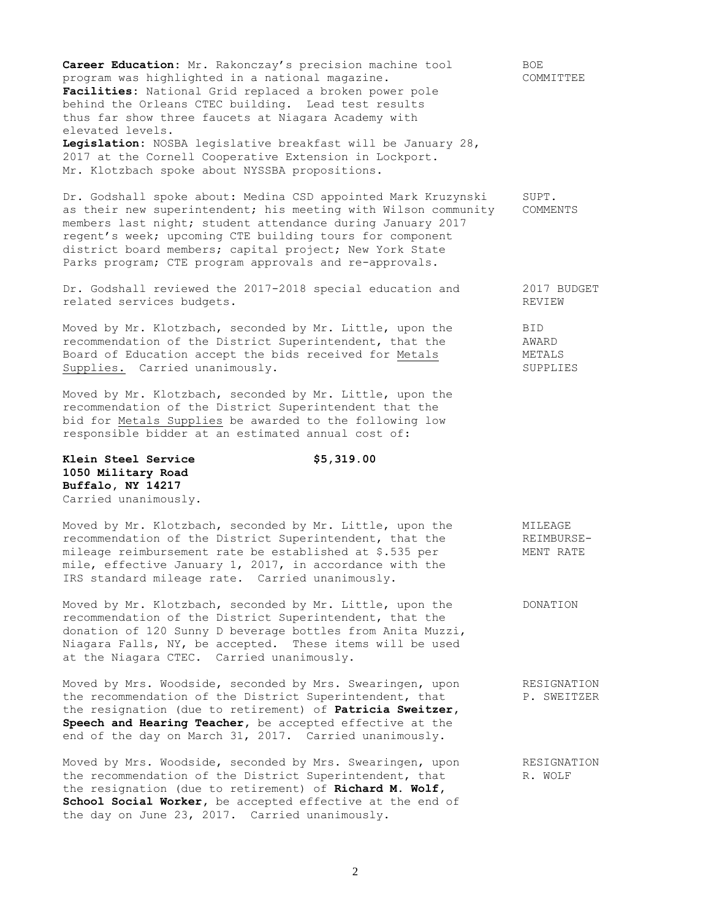**Career Education**: Mr. Rakonczay's precision machine tool program was highlighted in a national magazine.
**Facilities**: National Grid replaced a broken power pole behind the Orleans CTEC building. Lead test results thus far show three faucets at Niagara Academy with elevated levels.
**Legislation**: NOSBA legislative breakfast will be January 28, 2017 at the Cornell Cooperative Extension in Lockport. Mr. Klotzbach spoke about NYSSBA propositions.

BOE COMMITTEE

Dr. Godshall spoke about: Medina CSD appointed Mark Kruzynski as their new superintendent; his meeting with Wilson community members last night; student attendance during January 2017 regent's week; upcoming CTE building tours for component district board members; capital project; New York State Parks program; CTE program approvals and re-approvals.

SUPT. COMMENTS

Dr. Godshall reviewed the 2017-2018 special education and related services budgets.

2017 BUDGET REVIEW

Moved by Mr. Klotzbach, seconded by Mr. Little, upon the recommendation of the District Superintendent, that the Board of Education accept the bids received for Metals Supplies. Carried unanimously.

BID AWARD METALS SUPPLIES

Moved by Mr. Klotzbach, seconded by Mr. Little, upon the recommendation of the District Superintendent that the bid for Metals Supplies be awarded to the following low responsible bidder at an estimated annual cost of:

**Klein Steel Service** **$5,319.00**
**1050 Military Road**
**Buffalo, NY 14217**
Carried unanimously.

Moved by Mr. Klotzbach, seconded by Mr. Little, upon the recommendation of the District Superintendent, that the mileage reimbursement rate be established at $.535 per mile, effective January 1, 2017, in accordance with the IRS standard mileage rate. Carried unanimously.

MILEAGE REIMBURSE-MENT RATE

Moved by Mr. Klotzbach, seconded by Mr. Little, upon the recommendation of the District Superintendent, that the donation of 120 Sunny D beverage bottles from Anita Muzzi, Niagara Falls, NY, be accepted. These items will be used at the Niagara CTEC. Carried unanimously.

DONATION

Moved by Mrs. Woodside, seconded by Mrs. Swearingen, upon the recommendation of the District Superintendent, that the resignation (due to retirement) of **Patricia Sweitzer, Speech and Hearing Teacher**, be accepted effective at the end of the day on March 31, 2017. Carried unanimously.

RESIGNATION P. SWEITZER

Moved by Mrs. Woodside, seconded by Mrs. Swearingen, upon the recommendation of the District Superintendent, that the resignation (due to retirement) of **Richard M. Wolf, School Social Worker**, be accepted effective at the end of the day on June 23, 2017. Carried unanimously.

RESIGNATION R. WOLF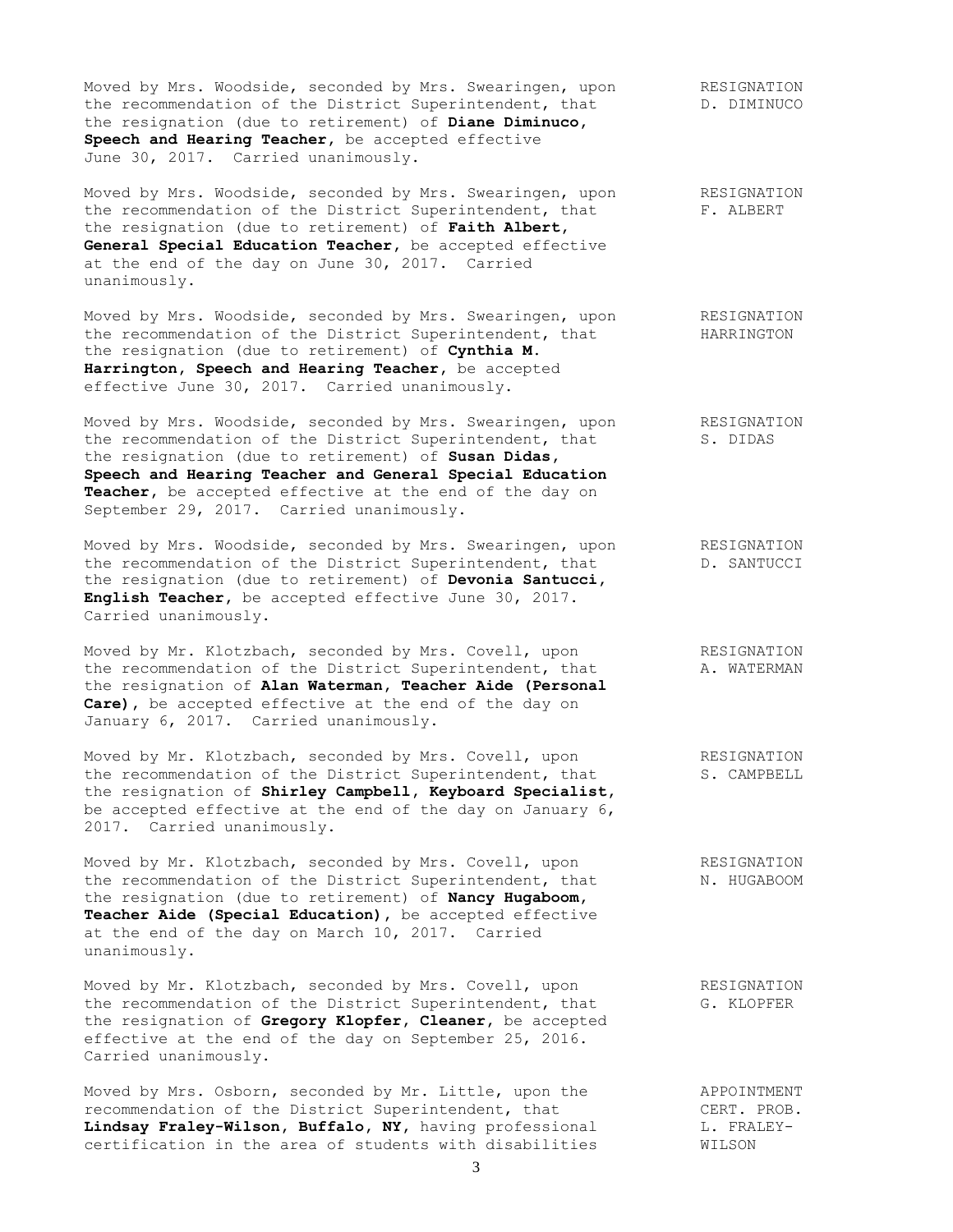Moved by Mrs. Woodside, seconded by Mrs. Swearingen, upon the recommendation of the District Superintendent, that the resignation (due to retirement) of **Diane Diminuco, Speech and Hearing Teacher,** be accepted effective June 30, 2017. Carried unanimously.

RESIGNATION
D. DIMINUCO

Moved by Mrs. Woodside, seconded by Mrs. Swearingen, upon the recommendation of the District Superintendent, that the resignation (due to retirement) of **Faith Albert, General Special Education Teacher,** be accepted effective at the end of the day on June 30, 2017. Carried unanimously.

RESIGNATION
F. ALBERT

Moved by Mrs. Woodside, seconded by Mrs. Swearingen, upon the recommendation of the District Superintendent, that the resignation (due to retirement) of **Cynthia M. Harrington, Speech and Hearing Teacher,** be accepted effective June 30, 2017. Carried unanimously.

RESIGNATION
HARRINGTON

Moved by Mrs. Woodside, seconded by Mrs. Swearingen, upon the recommendation of the District Superintendent, that the resignation (due to retirement) of **Susan Didas, Speech and Hearing Teacher and General Special Education Teacher,** be accepted effective at the end of the day on September 29, 2017. Carried unanimously.

RESIGNATION
S. DIDAS

Moved by Mrs. Woodside, seconded by Mrs. Swearingen, upon the recommendation of the District Superintendent, that the resignation (due to retirement) of **Devonia Santucci, English Teacher,** be accepted effective June 30, 2017. Carried unanimously.

RESIGNATION
D. SANTUCCI

Moved by Mr. Klotzbach, seconded by Mrs. Covell, upon the recommendation of the District Superintendent, that the resignation of **Alan Waterman, Teacher Aide (Personal Care),** be accepted effective at the end of the day on January 6, 2017. Carried unanimously.

RESIGNATION
A. WATERMAN

Moved by Mr. Klotzbach, seconded by Mrs. Covell, upon the recommendation of the District Superintendent, that the resignation of **Shirley Campbell, Keyboard Specialist,** be accepted effective at the end of the day on January 6, 2017. Carried unanimously.

RESIGNATION
S. CAMPBELL

Moved by Mr. Klotzbach, seconded by Mrs. Covell, upon the recommendation of the District Superintendent, that the resignation (due to retirement) of **Nancy Hugaboom, Teacher Aide (Special Education),** be accepted effective at the end of the day on March 10, 2017. Carried unanimously.

RESIGNATION
N. HUGABOOM

Moved by Mr. Klotzbach, seconded by Mrs. Covell, upon the recommendation of the District Superintendent, that the resignation of **Gregory Klopfer, Cleaner,** be accepted effective at the end of the day on September 25, 2016. Carried unanimously.

RESIGNATION
G. KLOPFER

Moved by Mrs. Osborn, seconded by Mr. Little, upon the recommendation of the District Superintendent, that **Lindsay Fraley-Wilson, Buffalo, NY,** having professional certification in the area of students with disabilities

APPOINTMENT
CERT. PROB.
L. FRALEY-
WILSON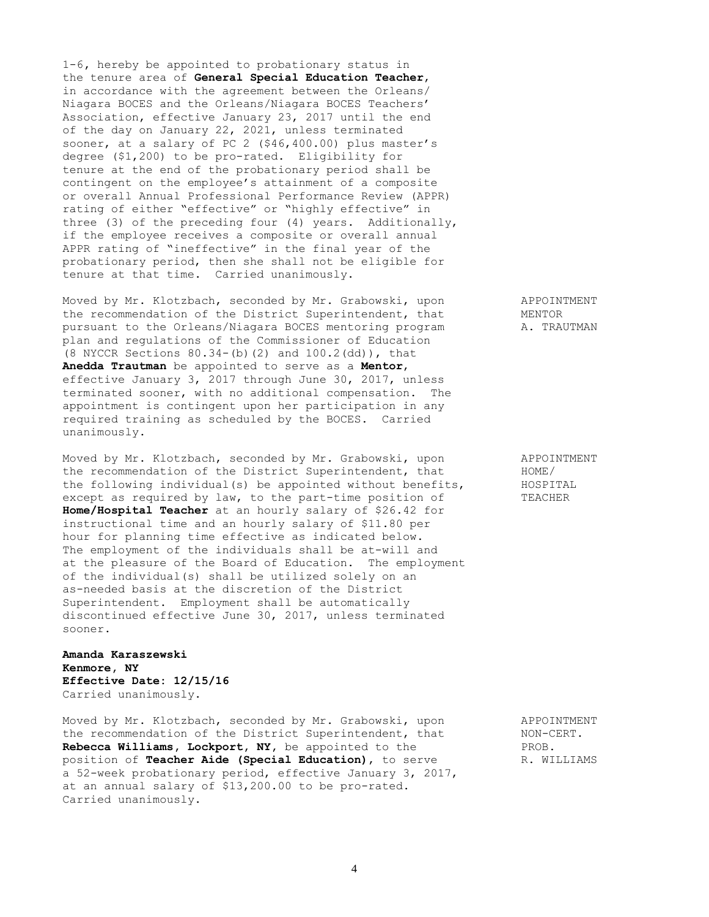1-6, hereby be appointed to probationary status in the tenure area of **General Special Education Teacher**, in accordance with the agreement between the Orleans/ Niagara BOCES and the Orleans/Niagara BOCES Teachers' Association, effective January 23, 2017 until the end of the day on January 22, 2021, unless terminated sooner, at a salary of PC 2 ($46,400.00) plus master's degree ($1,200) to be pro-rated. Eligibility for tenure at the end of the probationary period shall be contingent on the employee's attainment of a composite or overall Annual Professional Performance Review (APPR) rating of either "effective" or "highly effective" in three (3) of the preceding four (4) years. Additionally, if the employee receives a composite or overall annual APPR rating of "ineffective" in the final year of the probationary period, then she shall not be eligible for tenure at that time. Carried unanimously.

APPOINTMENT
MENTOR
A. TRAUTMAN

Moved by Mr. Klotzbach, seconded by Mr. Grabowski, upon the recommendation of the District Superintendent, that pursuant to the Orleans/Niagara BOCES mentoring program plan and regulations of the Commissioner of Education (8 NYCCR Sections 80.34-(b)(2) and 100.2(dd)), that **Anedda Trautman** be appointed to serve as a **Mentor**, effective January 3, 2017 through June 30, 2017, unless terminated sooner, with no additional compensation. The appointment is contingent upon her participation in any required training as scheduled by the BOCES. Carried unanimously.

APPOINTMENT
HOME/
HOSPITAL
TEACHER

Moved by Mr. Klotzbach, seconded by Mr. Grabowski, upon the recommendation of the District Superintendent, that the following individual(s) be appointed without benefits, except as required by law, to the part-time position of **Home/Hospital Teacher** at an hourly salary of $26.42 for instructional time and an hourly salary of $11.80 per hour for planning time effective as indicated below. The employment of the individuals shall be at-will and at the pleasure of the Board of Education. The employment of the individual(s) shall be utilized solely on an as-needed basis at the discretion of the District Superintendent. Employment shall be automatically discontinued effective June 30, 2017, unless terminated sooner.

**Amanda Karaszewski**
**Kenmore, NY**
**Effective Date: 12/15/16**
Carried unanimously.

APPOINTMENT
NON-CERT.
PROB.
R. WILLIAMS

Moved by Mr. Klotzbach, seconded by Mr. Grabowski, upon the recommendation of the District Superintendent, that **Rebecca Williams, Lockport, NY**, be appointed to the position of **Teacher Aide (Special Education)**, to serve a 52-week probationary period, effective January 3, 2017, at an annual salary of $13,200.00 to be pro-rated. Carried unanimously.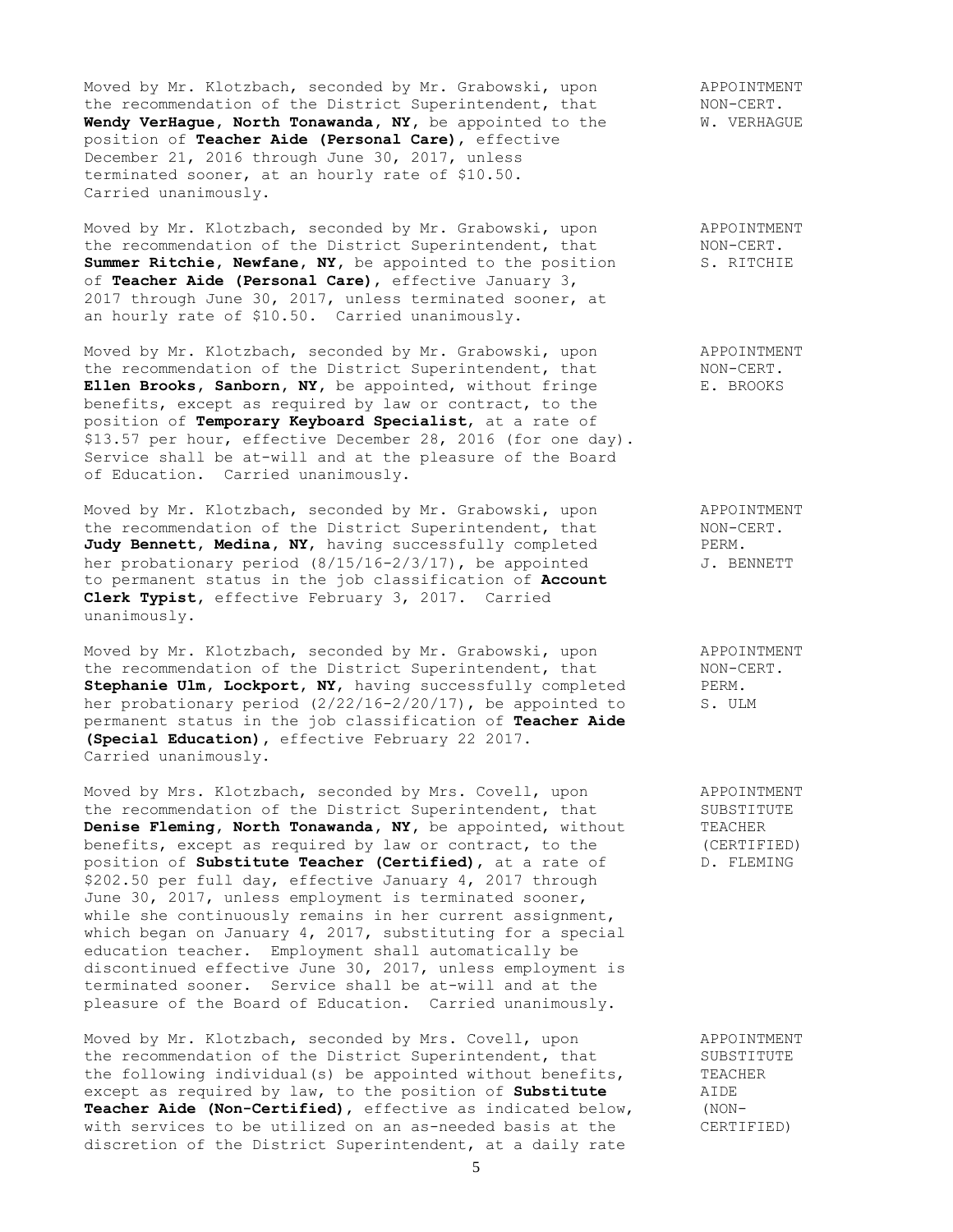Moved by Mr. Klotzbach, seconded by Mr. Grabowski, upon the recommendation of the District Superintendent, that **Wendy VerHague, North Tonawanda, NY**, be appointed to the position of **Teacher Aide (Personal Care)**, effective December 21, 2016 through June 30, 2017, unless terminated sooner, at an hourly rate of $10.50. Carried unanimously.

APPOINTMENT NON-CERT. W. VERHAGUE

Moved by Mr. Klotzbach, seconded by Mr. Grabowski, upon the recommendation of the District Superintendent, that **Summer Ritchie, Newfane, NY**, be appointed to the position of **Teacher Aide (Personal Care)**, effective January 3, 2017 through June 30, 2017, unless terminated sooner, at an hourly rate of $10.50. Carried unanimously.

APPOINTMENT NON-CERT. S. RITCHIE

Moved by Mr. Klotzbach, seconded by Mr. Grabowski, upon the recommendation of the District Superintendent, that **Ellen Brooks, Sanborn, NY**, be appointed, without fringe benefits, except as required by law or contract, to the position of **Temporary Keyboard Specialist**, at a rate of $13.57 per hour, effective December 28, 2016 (for one day). Service shall be at-will and at the pleasure of the Board of Education. Carried unanimously.

APPOINTMENT NON-CERT. E. BROOKS

Moved by Mr. Klotzbach, seconded by Mr. Grabowski, upon the recommendation of the District Superintendent, that **Judy Bennett, Medina, NY**, having successfully completed her probationary period (8/15/16-2/3/17), be appointed to permanent status in the job classification of **Account Clerk Typist**, effective February 3, 2017. Carried unanimously.

APPOINTMENT NON-CERT. PERM. J. BENNETT

Moved by Mr. Klotzbach, seconded by Mr. Grabowski, upon the recommendation of the District Superintendent, that **Stephanie Ulm, Lockport, NY**, having successfully completed her probationary period (2/22/16-2/20/17), be appointed to permanent status in the job classification of **Teacher Aide (Special Education)**, effective February 22 2017. Carried unanimously.

APPOINTMENT NON-CERT. PERM. S. ULM

Moved by Mrs. Klotzbach, seconded by Mrs. Covell, upon the recommendation of the District Superintendent, that **Denise Fleming, North Tonawanda, NY**, be appointed, without benefits, except as required by law or contract, to the position of **Substitute Teacher (Certified)**, at a rate of $202.50 per full day, effective January 4, 2017 through June 30, 2017, unless employment is terminated sooner, while she continuously remains in her current assignment, which began on January 4, 2017, substituting for a special education teacher. Employment shall automatically be discontinued effective June 30, 2017, unless employment is terminated sooner. Service shall be at-will and at the pleasure of the Board of Education. Carried unanimously.

APPOINTMENT SUBSTITUTE TEACHER (CERTIFIED) D. FLEMING

Moved by Mr. Klotzbach, seconded by Mrs. Covell, upon the recommendation of the District Superintendent, that the following individual(s) be appointed without benefits, except as required by law, to the position of **Substitute Teacher Aide (Non-Certified)**, effective as indicated below, with services to be utilized on an as-needed basis at the discretion of the District Superintendent, at a daily rate

APPOINTMENT SUBSTITUTE TEACHER AIDE (NON-CERTIFIED)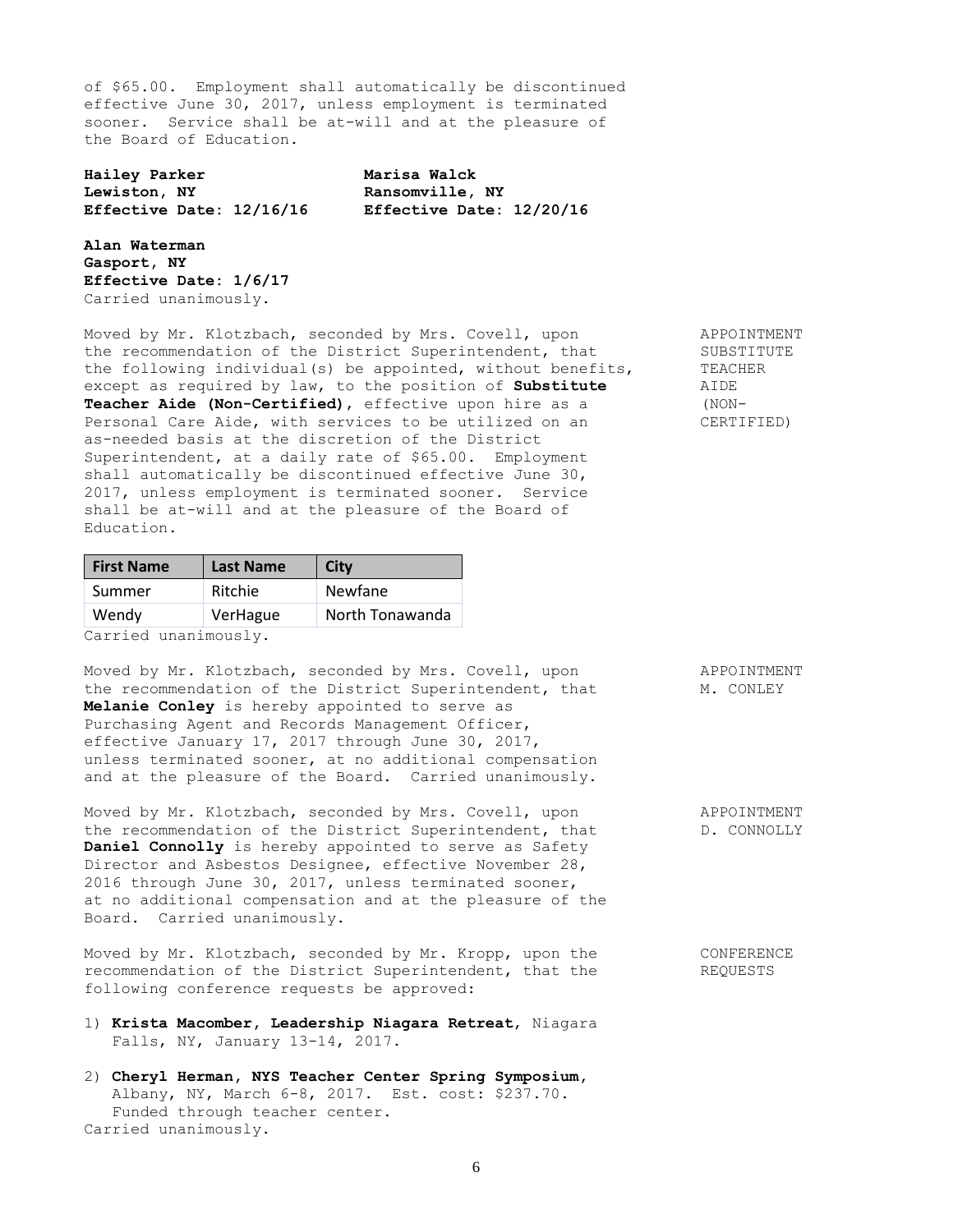of $65.00. Employment shall automatically be discontinued effective June 30, 2017, unless employment is terminated sooner. Service shall be at-will and at the pleasure of the Board of Education.

**Hailey Parker**
**Lewiston, NY**
**Effective Date: 12/16/16**

**Marisa Walck**
**Ransomville, NY**
**Effective Date: 12/20/16**

**Alan Waterman**
**Gasport, NY**
**Effective Date: 1/6/17**
Carried unanimously.

APPOINTMENT SUBSTITUTE TEACHER AIDE (NON-CERTIFIED)

Moved by Mr. Klotzbach, seconded by Mrs. Covell, upon the recommendation of the District Superintendent, that the following individual(s) be appointed, without benefits, except as required by law, to the position of **Substitute Teacher Aide (Non-Certified)**, effective upon hire as a Personal Care Aide, with services to be utilized on an as-needed basis at the discretion of the District Superintendent, at a daily rate of $65.00. Employment shall automatically be discontinued effective June 30, 2017, unless employment is terminated sooner. Service shall be at-will and at the pleasure of the Board of Education.

| First Name | Last Name | City |
|---|---|---|
| Summer | Ritchie | Newfane |
| Wendy | VerHague | North Tonawanda |

Carried unanimously.

APPOINTMENT M. CONLEY

Moved by Mr. Klotzbach, seconded by Mrs. Covell, upon the recommendation of the District Superintendent, that **Melanie Conley** is hereby appointed to serve as Purchasing Agent and Records Management Officer, effective January 17, 2017 through June 30, 2017, unless terminated sooner, at no additional compensation and at the pleasure of the Board. Carried unanimously.

APPOINTMENT D. CONNOLLY

Moved by Mr. Klotzbach, seconded by Mrs. Covell, upon the recommendation of the District Superintendent, that **Daniel Connolly** is hereby appointed to serve as Safety Director and Asbestos Designee, effective November 28, 2016 through June 30, 2017, unless terminated sooner, at no additional compensation and at the pleasure of the Board. Carried unanimously.

CONFERENCE REQUESTS

Moved by Mr. Klotzbach, seconded by Mr. Kropp, upon the recommendation of the District Superintendent, that the following conference requests be approved:

1) **Krista Macomber, Leadership Niagara Retreat**, Niagara Falls, NY, January 13-14, 2017.

2) **Cheryl Herman, NYS Teacher Center Spring Symposium**, Albany, NY, March 6-8, 2017. Est. cost: $237.70. Funded through teacher center.

Carried unanimously.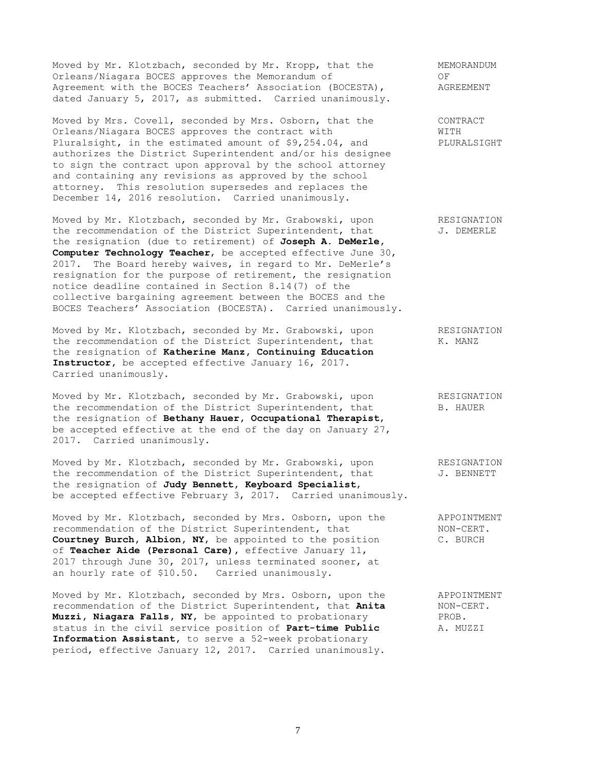Moved by Mr. Klotzbach, seconded by Mr. Kropp, that the Orleans/Niagara BOCES approves the Memorandum of Agreement with the BOCES Teachers' Association (BOCESTA), dated January 5, 2017, as submitted. Carried unanimously.

MEMORANDUM OF AGREEMENT

Moved by Mrs. Covell, seconded by Mrs. Osborn, that the Orleans/Niagara BOCES approves the contract with Pluralsight, in the estimated amount of $9,254.04, and authorizes the District Superintendent and/or his designee to sign the contract upon approval by the school attorney and containing any revisions as approved by the school attorney. This resolution supersedes and replaces the December 14, 2016 resolution. Carried unanimously.

CONTRACT WITH PLURALSIGHT

Moved by Mr. Klotzbach, seconded by Mr. Grabowski, upon the recommendation of the District Superintendent, that the resignation (due to retirement) of **Joseph A. DeMerle, Computer Technology Teacher**, be accepted effective June 30, 2017. The Board hereby waives, in regard to Mr. DeMerle's resignation for the purpose of retirement, the resignation notice deadline contained in Section 8.14(7) of the collective bargaining agreement between the BOCES and the BOCES Teachers' Association (BOCESTA). Carried unanimously.

RESIGNATION J. DEMERLE

Moved by Mr. Klotzbach, seconded by Mr. Grabowski, upon the recommendation of the District Superintendent, that the resignation of **Katherine Manz, Continuing Education Instructor**, be accepted effective January 16, 2017. Carried unanimously.

RESIGNATION K. MANZ

Moved by Mr. Klotzbach, seconded by Mr. Grabowski, upon the recommendation of the District Superintendent, that the resignation of **Bethany Hauer, Occupational Therapist**, be accepted effective at the end of the day on January 27, 2017. Carried unanimously.

RESIGNATION B. HAUER

Moved by Mr. Klotzbach, seconded by Mr. Grabowski, upon the recommendation of the District Superintendent, that the resignation of **Judy Bennett, Keyboard Specialist**, be accepted effective February 3, 2017. Carried unanimously.

RESIGNATION J. BENNETT

Moved by Mr. Klotzbach, seconded by Mrs. Osborn, upon the recommendation of the District Superintendent, that **Courtney Burch, Albion, NY**, be appointed to the position of **Teacher Aide (Personal Care)**, effective January 11, 2017 through June 30, 2017, unless terminated sooner, at an hourly rate of $10.50. Carried unanimously.

APPOINTMENT NON-CERT. C. BURCH

Moved by Mr. Klotzbach, seconded by Mrs. Osborn, upon the recommendation of the District Superintendent, that **Anita Muzzi, Niagara Falls, NY**, be appointed to probationary status in the civil service position of **Part-time Public Information Assistant**, to serve a 52-week probationary period, effective January 12, 2017. Carried unanimously.

APPOINTMENT NON-CERT. PROB. A. MUZZI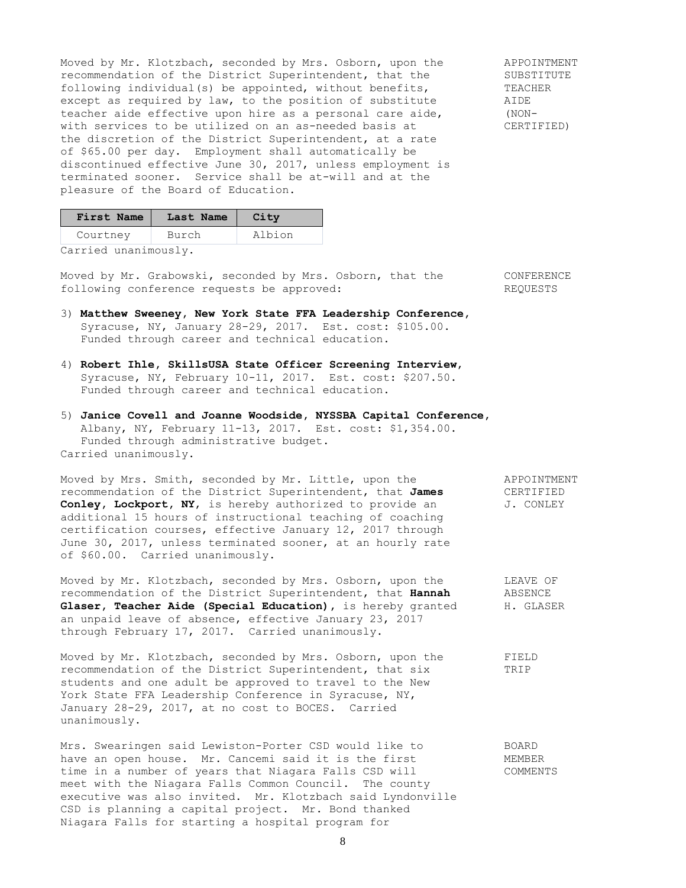Moved by Mr. Klotzbach, seconded by Mrs. Osborn, upon the recommendation of the District Superintendent, that the following individual(s) be appointed, without benefits, except as required by law, to the position of substitute teacher aide effective upon hire as a personal care aide, with services to be utilized on an as-needed basis at the discretion of the District Superintendent, at a rate of $65.00 per day. Employment shall automatically be discontinued effective June 30, 2017, unless employment is terminated sooner. Service shall be at-will and at the pleasure of the Board of Education.

APPOINTMENT SUBSTITUTE TEACHER AIDE (NON-CERTIFIED)

| First Name | Last Name | City |
|---|---|---|
| Courtney | Burch | Albion |

Carried unanimously.

Moved by Mr. Grabowski, seconded by Mrs. Osborn, that the following conference requests be approved:

CONFERENCE REQUESTS

3) **Matthew Sweeney, New York State FFA Leadership Conference,** Syracuse, NY, January 28-29, 2017. Est. cost: $105.00. Funded through career and technical education.

4) **Robert Ihle, SkillsUSA State Officer Screening Interview,** Syracuse, NY, February 10-11, 2017. Est. cost: $207.50. Funded through career and technical education.

5) **Janice Covell and Joanne Woodside, NYSSBA Capital Conference,** Albany, NY, February 11-13, 2017. Est. cost: $1,354.00. Funded through administrative budget.

Carried unanimously.

Moved by Mrs. Smith, seconded by Mr. Little, upon the recommendation of the District Superintendent, that **James Conley, Lockport, NY,** is hereby authorized to provide an additional 15 hours of instructional teaching of coaching certification courses, effective January 12, 2017 through June 30, 2017, unless terminated sooner, at an hourly rate of $60.00. Carried unanimously.

APPOINTMENT CERTIFIED J. CONLEY

Moved by Mr. Klotzbach, seconded by Mrs. Osborn, upon the recommendation of the District Superintendent, that **Hannah Glaser, Teacher Aide (Special Education),** is hereby granted an unpaid leave of absence, effective January 23, 2017 through February 17, 2017. Carried unanimously.

LEAVE OF ABSENCE H. GLASER

Moved by Mr. Klotzbach, seconded by Mrs. Osborn, upon the recommendation of the District Superintendent, that six students and one adult be approved to travel to the New York State FFA Leadership Conference in Syracuse, NY, January 28-29, 2017, at no cost to BOCES. Carried unanimously.

FIELD TRIP

Mrs. Swearingen said Lewiston-Porter CSD would like to have an open house. Mr. Cancemi said it is the first time in a number of years that Niagara Falls CSD will meet with the Niagara Falls Common Council. The county executive was also invited. Mr. Klotzbach said Lyndonville CSD is planning a capital project. Mr. Bond thanked Niagara Falls for starting a hospital program for

BOARD MEMBER COMMENTS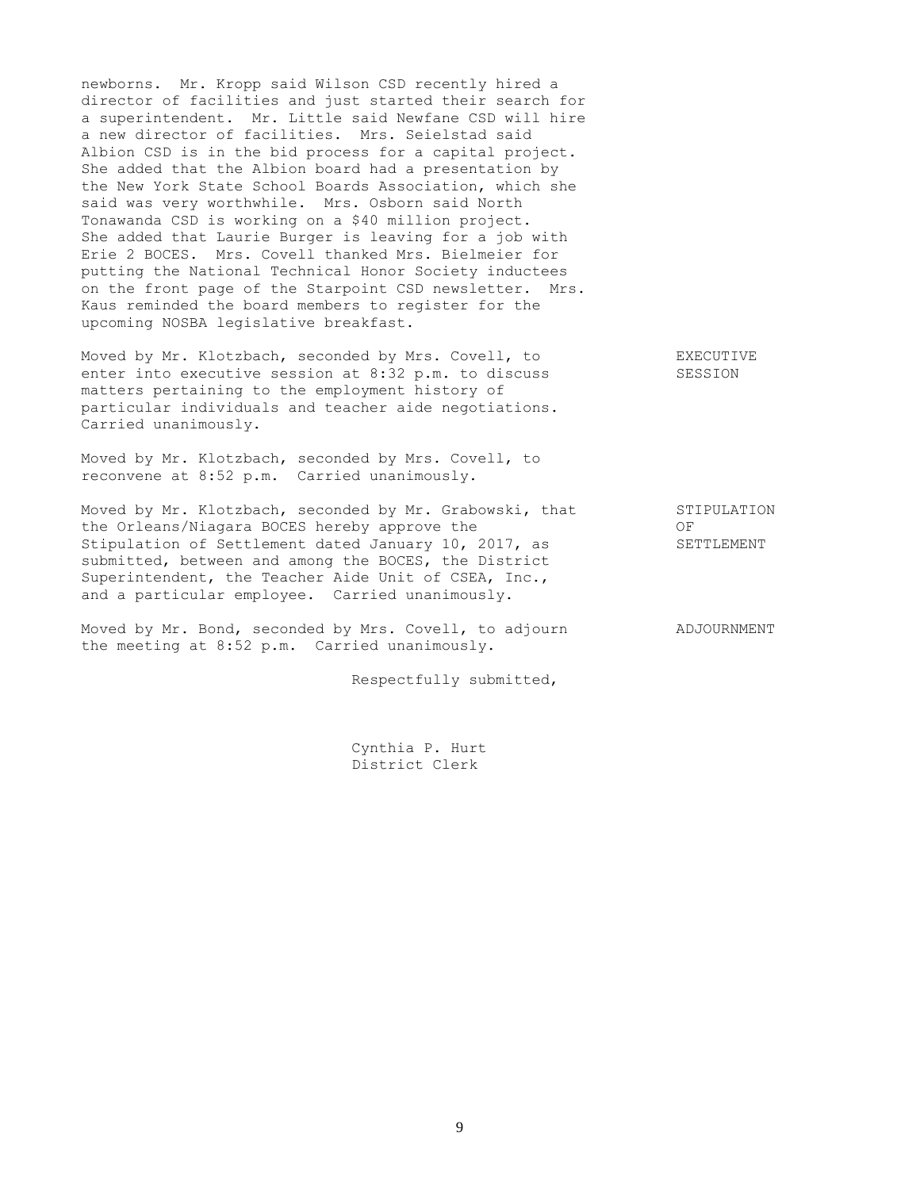newborns. Mr. Kropp said Wilson CSD recently hired a director of facilities and just started their search for a superintendent. Mr. Little said Newfane CSD will hire a new director of facilities. Mrs. Seielstad said Albion CSD is in the bid process for a capital project. She added that the Albion board had a presentation by the New York State School Boards Association, which she said was very worthwhile. Mrs. Osborn said North Tonawanda CSD is working on a $40 million project. She added that Laurie Burger is leaving for a job with Erie 2 BOCES. Mrs. Covell thanked Mrs. Bielmeier for putting the National Technical Honor Society inductees on the front page of the Starpoint CSD newsletter. Mrs. Kaus reminded the board members to register for the upcoming NOSBA legislative breakfast.

**EXECUTIVE SESSION**

Moved by Mr. Klotzbach, seconded by Mrs. Covell, to enter into executive session at 8:32 p.m. to discuss matters pertaining to the employment history of particular individuals and teacher aide negotiations. Carried unanimously.

Moved by Mr. Klotzbach, seconded by Mrs. Covell, to reconvene at 8:52 p.m. Carried unanimously.

**STIPULATION OF SETTLEMENT**

Moved by Mr. Klotzbach, seconded by Mr. Grabowski, that the Orleans/Niagara BOCES hereby approve the Stipulation of Settlement dated January 10, 2017, as submitted, between and among the BOCES, the District Superintendent, the Teacher Aide Unit of CSEA, Inc., and a particular employee. Carried unanimously.

**ADJOURNMENT**

Moved by Mr. Bond, seconded by Mrs. Covell, to adjourn the meeting at 8:52 p.m. Carried unanimously.

Respectfully submitted,

Cynthia P. Hurt
District Clerk